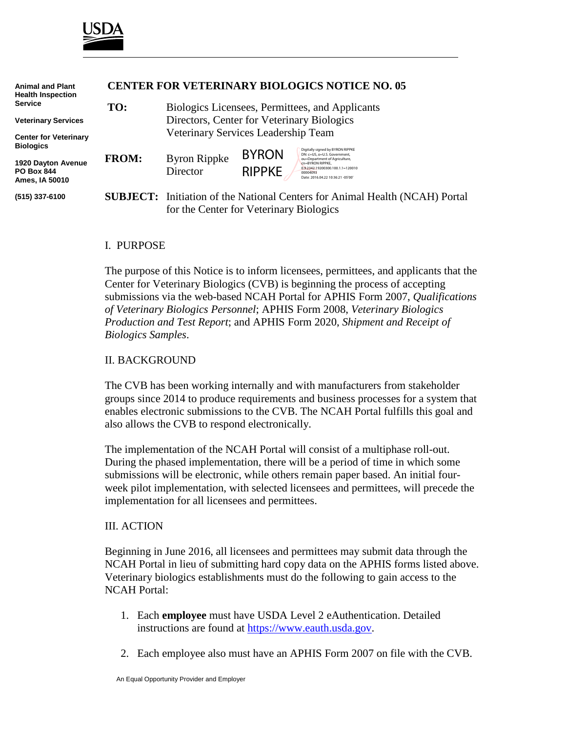USDA

Animal and Plant Health Inspection Service

Veterinary Services

Center for Veterinary Biologics

1920 Dayton Avenue
PO Box 844
Ames, IA 50010

(515) 337-6100

# CENTER FOR VETERINARY BIOLOGICS NOTICE NO. 05

**TO:** Biologics Licensees, Permittees, and Applicants
Directors, Center for Veterinary Biologics
Veterinary Services Leadership Team

**FROM:** Byron Rippke
Director

BYRON RIPPKE
Digitally signed by BYRON RIPPKE
DN: c=US, o=U.S. Government, ou=Department of Agriculture, cn=BYRON RIPPKE, 0.9.2342.19200300.100.1.1=12001000004093
Date: 2016.04.22 10:36:21 -05'00'

**SUBJECT:** Initiation of the National Centers for Animal Health (NCAH) Portal for the Center for Veterinary Biologics

## I. PURPOSE

The purpose of this Notice is to inform licensees, permittees, and applicants that the Center for Veterinary Biologics (CVB) is beginning the process of accepting submissions via the web-based NCAH Portal for APHIS Form 2007, *Qualifications of Veterinary Biologics Personnel*; APHIS Form 2008, *Veterinary Biologics Production and Test Report*; and APHIS Form 2020, *Shipment and Receipt of Biologics Samples*.

## II. BACKGROUND

The CVB has been working internally and with manufacturers from stakeholder groups since 2014 to produce requirements and business processes for a system that enables electronic submissions to the CVB. The NCAH Portal fulfills this goal and also allows the CVB to respond electronically.

The implementation of the NCAH Portal will consist of a multiphase roll-out. During the phased implementation, there will be a period of time in which some submissions will be electronic, while others remain paper based. An initial four-week pilot implementation, with selected licensees and permittees, will precede the implementation for all licensees and permittees.

## III. ACTION

Beginning in June 2016, all licensees and permittees may submit data through the NCAH Portal in lieu of submitting hard copy data on the APHIS forms listed above. Veterinary biologics establishments must do the following to gain access to the NCAH Portal:

1. Each **employee** must have USDA Level 2 eAuthentication. Detailed instructions are found at https://www.eauth.usda.gov.

2. Each employee also must have an APHIS Form 2007 on file with the CVB.

An Equal Opportunity Provider and Employer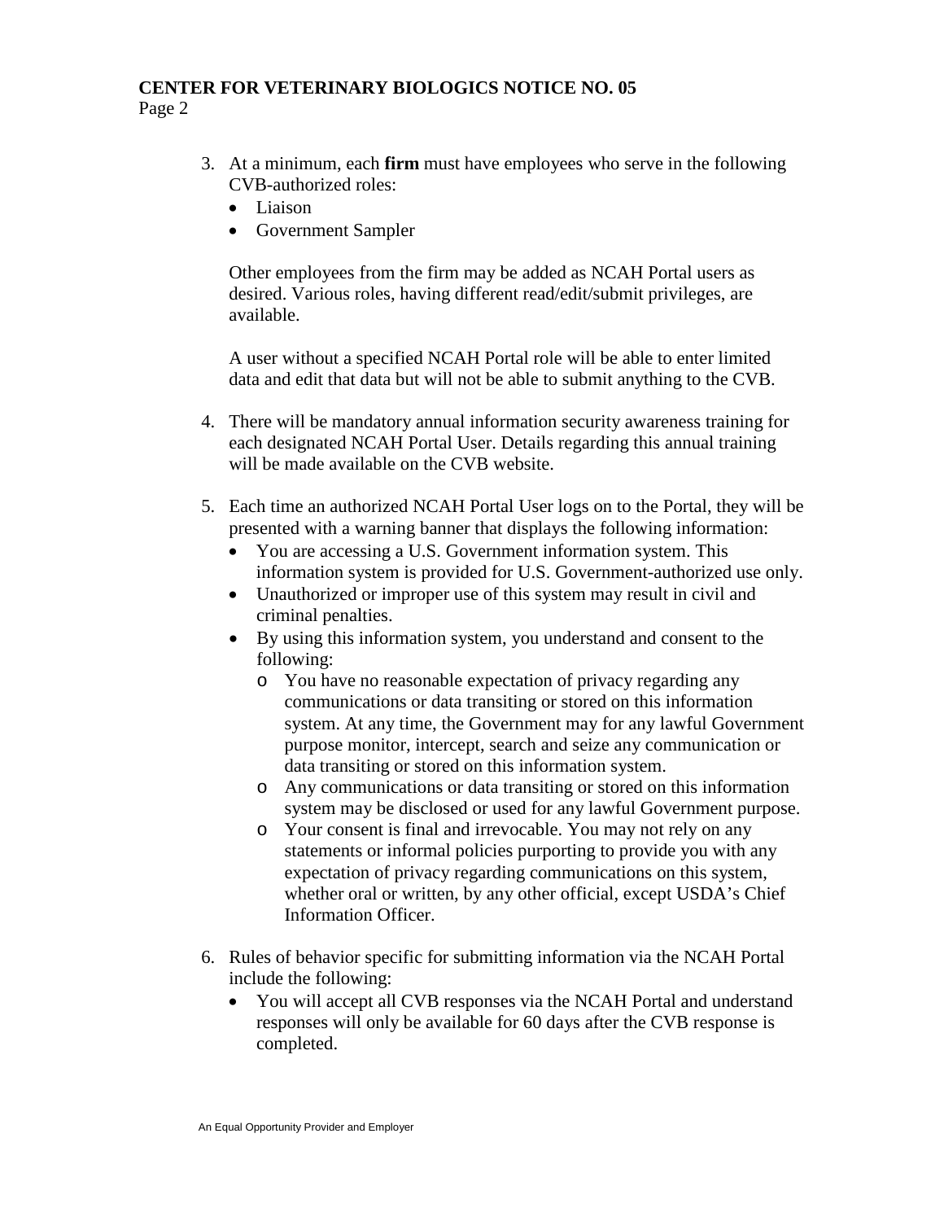3. At a minimum, each **firm** must have employees who serve in the following CVB-authorized roles:
   - Liaison
   - Government Sampler

   Other employees from the firm may be added as NCAH Portal users as desired. Various roles, having different read/edit/submit privileges, are available.

   A user without a specified NCAH Portal role will be able to enter limited data and edit that data but will not be able to submit anything to the CVB.

4. There will be mandatory annual information security awareness training for each designated NCAH Portal User. Details regarding this annual training will be made available on the CVB website.

5. Each time an authorized NCAH Portal User logs on to the Portal, they will be presented with a warning banner that displays the following information:
   - You are accessing a U.S. Government information system. This information system is provided for U.S. Government-authorized use only.
   - Unauthorized or improper use of this system may result in civil and criminal penalties.
   - By using this information system, you understand and consent to the following:
     - You have no reasonable expectation of privacy regarding any communications or data transiting or stored on this information system. At any time, the Government may for any lawful Government purpose monitor, intercept, search and seize any communication or data transiting or stored on this information system.
     - Any communications or data transiting or stored on this information system may be disclosed or used for any lawful Government purpose.
     - Your consent is final and irrevocable. You may not rely on any statements or informal policies purporting to provide you with any expectation of privacy regarding communications on this system, whether oral or written, by any other official, except USDA's Chief Information Officer.

6. Rules of behavior specific for submitting information via the NCAH Portal include the following:
   - You will accept all CVB responses via the NCAH Portal and understand responses will only be available for 60 days after the CVB response is completed.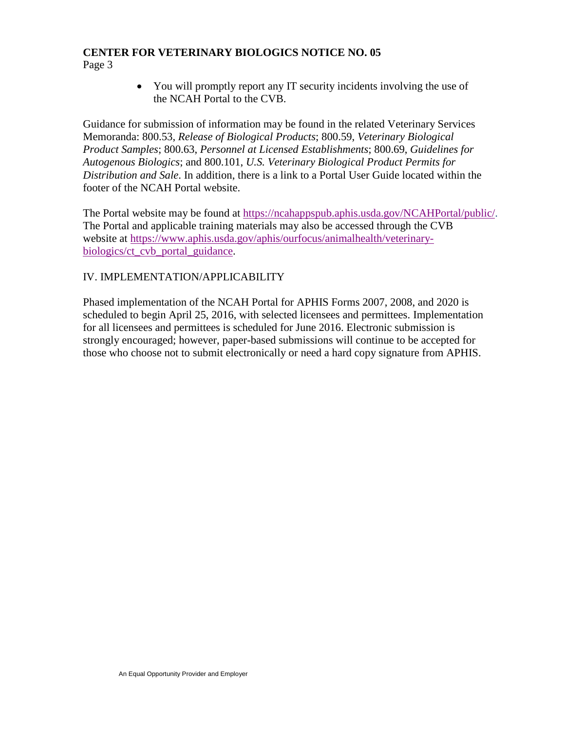- You will promptly report any IT security incidents involving the use of the NCAH Portal to the CVB.

Guidance for submission of information may be found in the related Veterinary Services Memoranda: 800.53, *Release of Biological Products*; 800.59, *Veterinary Biological Product Samples*; 800.63, *Personnel at Licensed Establishments*; 800.69, *Guidelines for Autogenous Biologics*; and 800.101, *U.S. Veterinary Biological Product Permits for Distribution and Sale*. In addition, there is a link to a Portal User Guide located within the footer of the NCAH Portal website.

The Portal website may be found at [https://ncahappspub.aphis.usda.gov/NCAHPortal/public/](https://ncahappspub.aphis.usda.gov/NCAHPortal/public/). The Portal and applicable training materials may also be accessed through the CVB website at [https://www.aphis.usda.gov/aphis/ourfocus/animalhealth/veterinary-biologics/ct_cvb_portal_guidance](https://www.aphis.usda.gov/aphis/ourfocus/animalhealth/veterinary-biologics/ct_cvb_portal_guidance).

## IV. IMPLEMENTATION/APPLICABILITY

Phased implementation of the NCAH Portal for APHIS Forms 2007, 2008, and 2020 is scheduled to begin April 25, 2016, with selected licensees and permittees. Implementation for all licensees and permittees is scheduled for June 2016. Electronic submission is strongly encouraged; however, paper-based submissions will continue to be accepted for those who choose not to submit electronically or need a hard copy signature from APHIS.